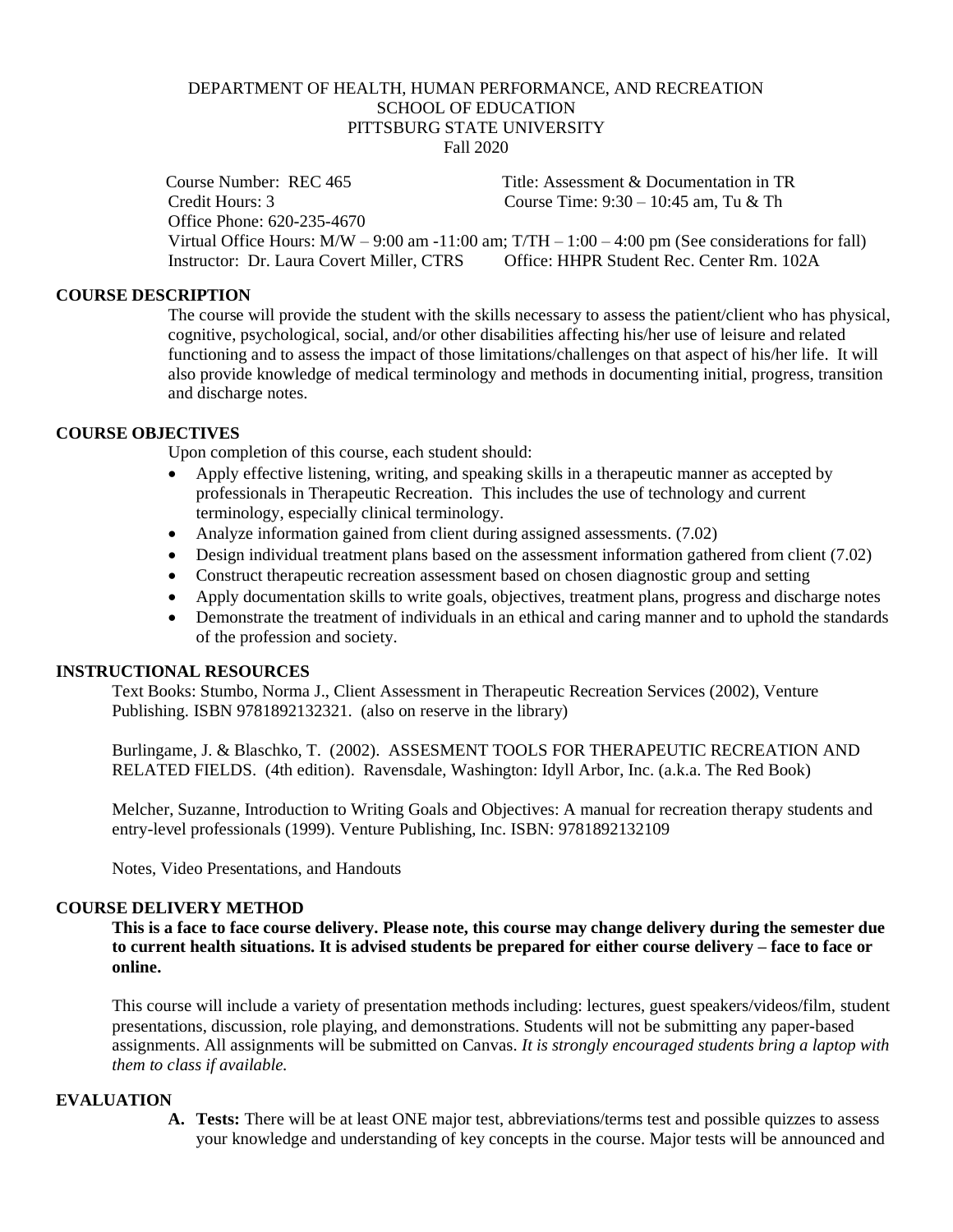DEPARTMENT OF HEALTH, HUMAN PERFORMANCE, AND RECREATION
SCHOOL OF EDUCATION
PITTSBURG STATE UNIVERSITY
Fall 2020

Course Number: REC 465 Title: Assessment & Documentation in TR
Credit Hours: 3 Course Time: 9:30 – 10:45 am, Tu & Th
Office Phone: 620-235-4670
Virtual Office Hours: M/W – 9:00 am -11:00 am; T/TH – 1:00 – 4:00 pm (See considerations for fall)
Instructor: Dr. Laura Covert Miller, CTRS Office: HHPR Student Rec. Center Rm. 102A

## COURSE DESCRIPTION

The course will provide the student with the skills necessary to assess the patient/client who has physical, cognitive, psychological, social, and/or other disabilities affecting his/her use of leisure and related functioning and to assess the impact of those limitations/challenges on that aspect of his/her life. It will also provide knowledge of medical terminology and methods in documenting initial, progress, transition and discharge notes.

## COURSE OBJECTIVES

Upon completion of this course, each student should:

- Apply effective listening, writing, and speaking skills in a therapeutic manner as accepted by professionals in Therapeutic Recreation. This includes the use of technology and current terminology, especially clinical terminology.
- Analyze information gained from client during assigned assessments. (7.02)
- Design individual treatment plans based on the assessment information gathered from client (7.02)
- Construct therapeutic recreation assessment based on chosen diagnostic group and setting
- Apply documentation skills to write goals, objectives, treatment plans, progress and discharge notes
- Demonstrate the treatment of individuals in an ethical and caring manner and to uphold the standards of the profession and society.

## INSTRUCTIONAL RESOURCES

Text Books: Stumbo, Norma J., Client Assessment in Therapeutic Recreation Services (2002), Venture Publishing. ISBN 9781892132321. (also on reserve in the library)

Burlingame, J. & Blaschko, T. (2002). ASSESMENT TOOLS FOR THERAPEUTIC RECREATION AND RELATED FIELDS. (4th edition). Ravensdale, Washington: Idyll Arbor, Inc. (a.k.a. The Red Book)

Melcher, Suzanne, Introduction to Writing Goals and Objectives: A manual for recreation therapy students and entry-level professionals (1999). Venture Publishing, Inc. ISBN: 9781892132109

Notes, Video Presentations, and Handouts

## COURSE DELIVERY METHOD

**This is a face to face course delivery. Please note, this course may change delivery during the semester due to current health situations. It is advised students be prepared for either course delivery – face to face or online.**

This course will include a variety of presentation methods including: lectures, guest speakers/videos/film, student presentations, discussion, role playing, and demonstrations. Students will not be submitting any paper-based assignments. All assignments will be submitted on Canvas. *It is strongly encouraged students bring a laptop with them to class if available.*

## EVALUATION

A. **Tests:** There will be at least ONE major test, abbreviations/terms test and possible quizzes to assess your knowledge and understanding of key concepts in the course. Major tests will be announced and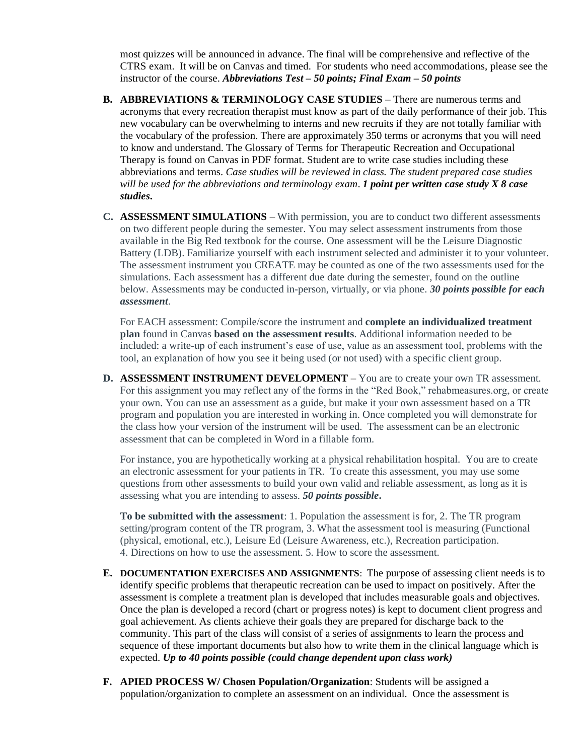most quizzes will be announced in advance. The final will be comprehensive and reflective of the CTRS exam. It will be on Canvas and timed. For students who need accommodations, please see the instructor of the course. ***Abbreviations Test – 50 points; Final Exam – 50 points***

**B. ABBREVIATIONS & TERMINOLOGY CASE STUDIES** – There are numerous terms and acronyms that every recreation therapist must know as part of the daily performance of their job. This new vocabulary can be overwhelming to interns and new recruits if they are not totally familiar with the vocabulary of the profession. There are approximately 350 terms or acronyms that you will need to know and understand. The Glossary of Terms for Therapeutic Recreation and Occupational Therapy is found on Canvas in PDF format. Student are to write case studies including these abbreviations and terms. *Case studies will be reviewed in class. The student prepared case studies will be used for the abbreviations and terminology exam*. ***1 point per written case study X 8 case studies.***

**C. ASSESSMENT SIMULATIONS** – With permission, you are to conduct two different assessments on two different people during the semester. You may select assessment instruments from those available in the Big Red textbook for the course. One assessment will be the Leisure Diagnostic Battery (LDB). Familiarize yourself with each instrument selected and administer it to your volunteer. The assessment instrument you CREATE may be counted as one of the two assessments used for the simulations. Each assessment has a different due date during the semester, found on the outline below. Assessments may be conducted in-person, virtually, or via phone. ***30 points possible for each assessment***.

For EACH assessment: Compile/score the instrument and **complete an individualized treatment plan** found in Canvas **based on the assessment results**. Additional information needed to be included: a write-up of each instrument's ease of use, value as an assessment tool, problems with the tool, an explanation of how you see it being used (or not used) with a specific client group.

**D. ASSESSMENT INSTRUMENT DEVELOPMENT** – You are to create your own TR assessment. For this assignment you may reflect any of the forms in the "Red Book," rehabmeasures.org, or create your own. You can use an assessment as a guide, but make it your own assessment based on a TR program and population you are interested in working in. Once completed you will demonstrate for the class how your version of the instrument will be used. The assessment can be an electronic assessment that can be completed in Word in a fillable form.

For instance, you are hypothetically working at a physical rehabilitation hospital. You are to create an electronic assessment for your patients in TR. To create this assessment, you may use some questions from other assessments to build your own valid and reliable assessment, as long as it is assessing what you are intending to assess. ***50 points possible.***

**To be submitted with the assessment**: 1. Population the assessment is for, 2. The TR program setting/program content of the TR program, 3. What the assessment tool is measuring (Functional (physical, emotional, etc.), Leisure Ed (Leisure Awareness, etc.), Recreation participation. 4. Directions on how to use the assessment. 5. How to score the assessment.

**E. DOCUMENTATION EXERCISES AND ASSIGNMENTS**: The purpose of assessing client needs is to identify specific problems that therapeutic recreation can be used to impact on positively. After the assessment is complete a treatment plan is developed that includes measurable goals and objectives. Once the plan is developed a record (chart or progress notes) is kept to document client progress and goal achievement. As clients achieve their goals they are prepared for discharge back to the community. This part of the class will consist of a series of assignments to learn the process and sequence of these important documents but also how to write them in the clinical language which is expected. ***Up to 40 points possible (could change dependent upon class work)***

**F. APIED PROCESS W/ Chosen Population/Organization**: Students will be assigned a population/organization to complete an assessment on an individual. Once the assessment is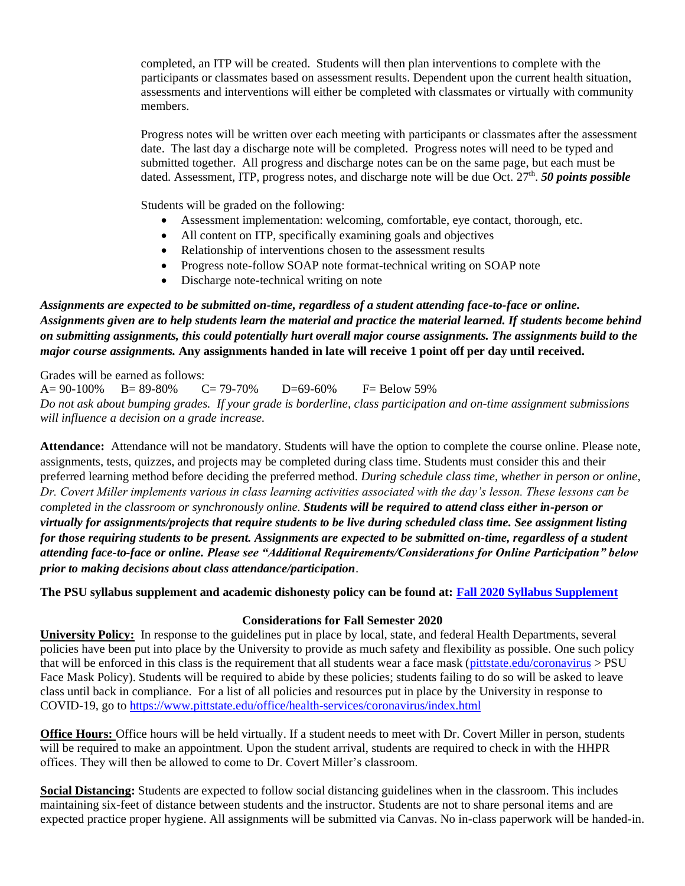completed, an ITP will be created. Students will then plan interventions to complete with the participants or classmates based on assessment results. Dependent upon the current health situation, assessments and interventions will either be completed with classmates or virtually with community members.

Progress notes will be written over each meeting with participants or classmates after the assessment date. The last day a discharge note will be completed. Progress notes will need to be typed and submitted together. All progress and discharge notes can be on the same page, but each must be dated. Assessment, ITP, progress notes, and discharge note will be due Oct. 27th. ***50 points possible***

Students will be graded on the following:

- Assessment implementation: welcoming, comfortable, eye contact, thorough, etc.
- All content on ITP, specifically examining goals and objectives
- Relationship of interventions chosen to the assessment results
- Progress note-follow SOAP note format-technical writing on SOAP note
- Discharge note-technical writing on note

***Assignments are expected to be submitted on-time, regardless of a student attending face-to-face or online. Assignments given are to help students learn the material and practice the material learned. If students become behind on submitting assignments, this could potentially hurt overall major course assignments. The assignments build to the major course assignments.*** **Any assignments handed in late will receive 1 point off per day until received.**

Grades will be earned as follows:
A= 90-100% B= 89-80% C= 79-70% D=69-60% F= Below 59%
*Do not ask about bumping grades. If your grade is borderline, class participation and on-time assignment submissions will influence a decision on a grade increase.*

**Attendance:** Attendance will not be mandatory. Students will have the option to complete the course online. Please note, assignments, tests, quizzes, and projects may be completed during class time. Students must consider this and their preferred learning method before deciding the preferred method. *During schedule class time, whether in person or online, Dr. Covert Miller implements various in class learning activities associated with the day's lesson. These lessons can be completed in the classroom or synchronously online.* ***Students will be required to attend class either in-person or virtually for assignments/projects that require students to be live during scheduled class time. See assignment listing for those requiring students to be present. Assignments are expected to be submitted on-time, regardless of a student attending face-to-face or online. Please see "Additional Requirements/Considerations for Online Participation" below prior to making decisions about class attendance/participation***.

**The PSU syllabus supplement and academic dishonesty policy can be found at: Fall 2020 Syllabus Supplement**

**Considerations for Fall Semester 2020**

**University Policy:** In response to the guidelines put in place by local, state, and federal Health Departments, several policies have been put into place by the University to provide as much safety and flexibility as possible. One such policy that will be enforced in this class is the requirement that all students wear a face mask (pittstate.edu/coronavirus > PSU Face Mask Policy). Students will be required to abide by these policies; students failing to do so will be asked to leave class until back in compliance. For a list of all policies and resources put in place by the University in response to COVID-19, go to https://www.pittstate.edu/office/health-services/coronavirus/index.html

**Office Hours:** Office hours will be held virtually. If a student needs to meet with Dr. Covert Miller in person, students will be required to make an appointment. Upon the student arrival, students are required to check in with the HHPR offices. They will then be allowed to come to Dr. Covert Miller's classroom.

**Social Distancing:** Students are expected to follow social distancing guidelines when in the classroom. This includes maintaining six-feet of distance between students and the instructor. Students are not to share personal items and are expected practice proper hygiene. All assignments will be submitted via Canvas. No in-class paperwork will be handed-in.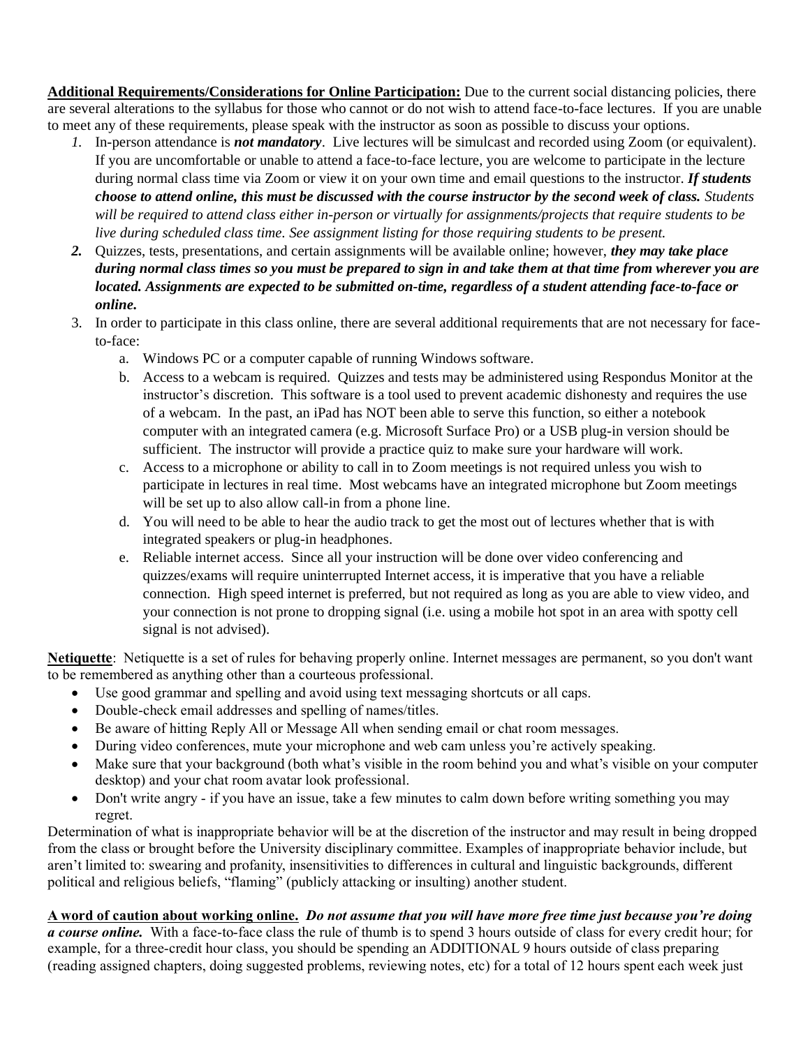**Additional Requirements/Considerations for Online Participation:** Due to the current social distancing policies, there are several alterations to the syllabus for those who cannot or do not wish to attend face-to-face lectures. If you are unable to meet any of these requirements, please speak with the instructor as soon as possible to discuss your options.

1. In-person attendance is ***not mandatory***. Live lectures will be simulcast and recorded using Zoom (or equivalent). If you are uncomfortable or unable to attend a face-to-face lecture, you are welcome to participate in the lecture during normal class time via Zoom or view it on your own time and email questions to the instructor. ***If students choose to attend online, this must be discussed with the course instructor by the second week of class.*** *Students will be required to attend class either in-person or virtually for assignments/projects that require students to be live during scheduled class time. See assignment listing for those requiring students to be present.*
2. Quizzes, tests, presentations, and certain assignments will be available online; however, ***they may take place during normal class times so you must be prepared to sign in and take them at that time from wherever you are located. Assignments are expected to be submitted on-time, regardless of a student attending face-to-face or online.***
3. In order to participate in this class online, there are several additional requirements that are not necessary for face-to-face:
   a. Windows PC or a computer capable of running Windows software.
   b. Access to a webcam is required. Quizzes and tests may be administered using Respondus Monitor at the instructor's discretion. This software is a tool used to prevent academic dishonesty and requires the use of a webcam. In the past, an iPad has NOT been able to serve this function, so either a notebook computer with an integrated camera (e.g. Microsoft Surface Pro) or a USB plug-in version should be sufficient. The instructor will provide a practice quiz to make sure your hardware will work.
   c. Access to a microphone or ability to call in to Zoom meetings is not required unless you wish to participate in lectures in real time. Most webcams have an integrated microphone but Zoom meetings will be set up to also allow call-in from a phone line.
   d. You will need to be able to hear the audio track to get the most out of lectures whether that is with integrated speakers or plug-in headphones.
   e. Reliable internet access. Since all your instruction will be done over video conferencing and quizzes/exams will require uninterrupted Internet access, it is imperative that you have a reliable connection. High speed internet is preferred, but not required as long as you are able to view video, and your connection is not prone to dropping signal (i.e. using a mobile hot spot in an area with spotty cell signal is not advised).

**Netiquette**: Netiquette is a set of rules for behaving properly online. Internet messages are permanent, so you don't want to be remembered as anything other than a courteous professional.

- Use good grammar and spelling and avoid using text messaging shortcuts or all caps.
- Double-check email addresses and spelling of names/titles.
- Be aware of hitting Reply All or Message All when sending email or chat room messages.
- During video conferences, mute your microphone and web cam unless you're actively speaking.
- Make sure that your background (both what's visible in the room behind you and what's visible on your computer desktop) and your chat room avatar look professional.
- Don't write angry - if you have an issue, take a few minutes to calm down before writing something you may regret.

Determination of what is inappropriate behavior will be at the discretion of the instructor and may result in being dropped from the class or brought before the University disciplinary committee. Examples of inappropriate behavior include, but aren't limited to: swearing and profanity, insensitivities to differences in cultural and linguistic backgrounds, different political and religious beliefs, "flaming" (publicly attacking or insulting) another student.

**A word of caution about working online.** ***Do not assume that you will have more free time just because you're doing a course online.*** With a face-to-face class the rule of thumb is to spend 3 hours outside of class for every credit hour; for example, for a three-credit hour class, you should be spending an ADDITIONAL 9 hours outside of class preparing (reading assigned chapters, doing suggested problems, reviewing notes, etc) for a total of 12 hours spent each week just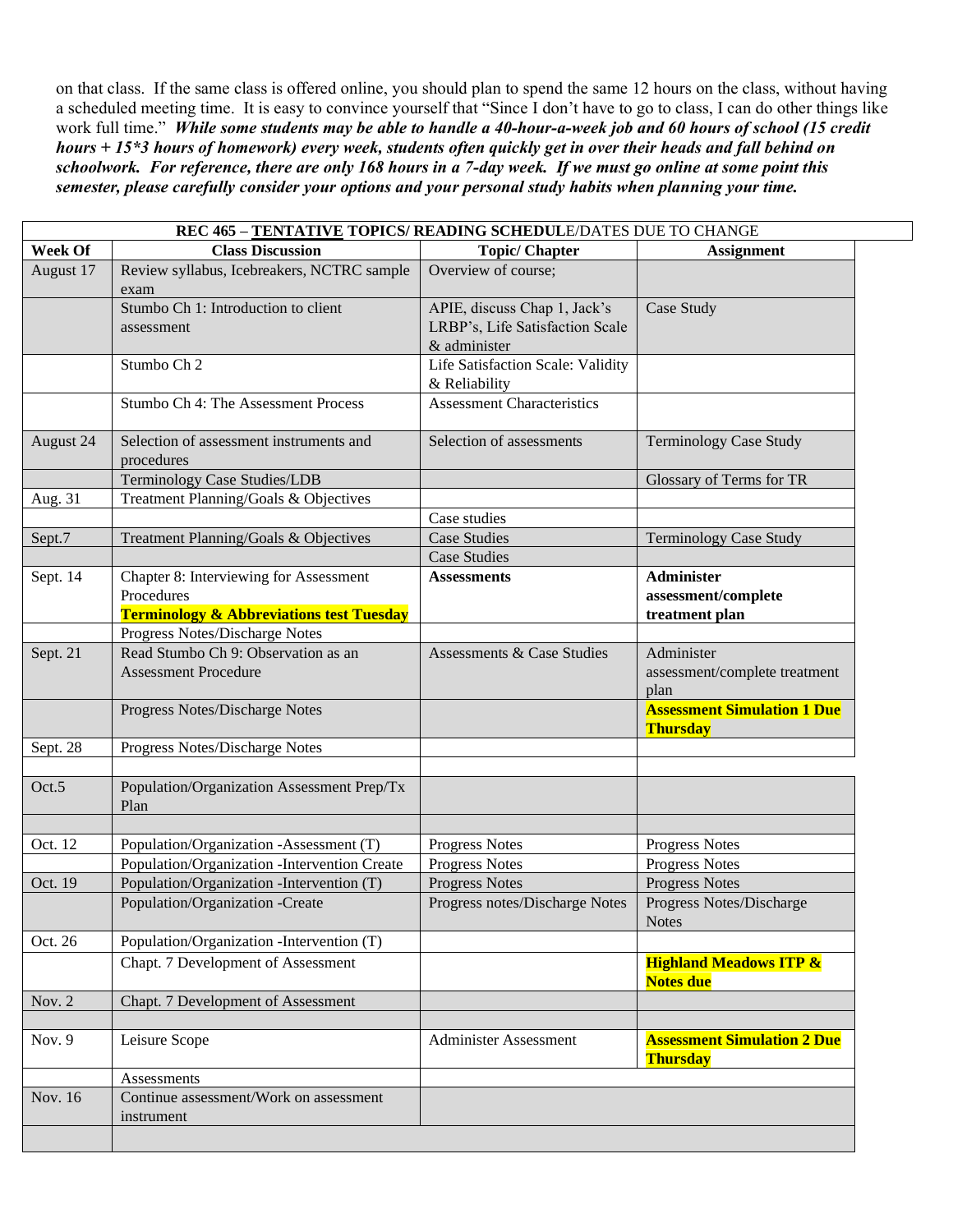on that class. If the same class is offered online, you should plan to spend the same 12 hours on the class, without having a scheduled meeting time. It is easy to convince yourself that "Since I don't have to go to class, I can do other things like work full time." ***While some students may be able to handle a 40-hour-a-week job and 60 hours of school (15 credit hours + 15*3 hours of homework) every week, students often quickly get in over their heads and fall behind on schoolwork. For reference, there are only 168 hours in a 7-day week. If we must go online at some point this semester, please carefully consider your options and your personal study habits when planning your time.***

| REC 465 – TENTATIVE TOPICS/ READING SCHEDULE/DATES DUE TO CHANGE | | | |
|---|---|---|---|
| **Week Of** | **Class Discussion** | **Topic/ Chapter** | **Assignment** |
| August 17 | Review syllabus, Icebreakers, NCTRC sample exam | Overview of course; | |
| | Stumbo Ch 1: Introduction to client assessment | APIE, discuss Chap 1, Jack's LRBP's, Life Satisfaction Scale & administer | Case Study |
| | Stumbo Ch 2 | Life Satisfaction Scale: Validity & Reliability | |
| | Stumbo Ch 4: The Assessment Process | Assessment Characteristics | |
| August 24 | Selection of assessment instruments and procedures | Selection of assessments | Terminology Case Study |
| | Terminology Case Studies/LDB | | Glossary of Terms for TR |
| Aug. 31 | Treatment Planning/Goals & Objectives | | |
| | | Case studies | |
| Sept.7 | Treatment Planning/Goals & Objectives | Case Studies | Terminology Case Study |
| | | Case Studies | |
| Sept. 14 | Chapter 8: Interviewing for Assessment Procedures **Terminology & Abbreviations test Tuesday** | **Assessments** | **Administer assessment/complete treatment plan** |
| | Progress Notes/Discharge Notes | | |
| Sept. 21 | Read Stumbo Ch 9: Observation as an Assessment Procedure | Assessments & Case Studies | Administer assessment/complete treatment plan |
| | Progress Notes/Discharge Notes | | **Assessment Simulation 1 Due Thursday** |
| Sept. 28 | Progress Notes/Discharge Notes | | |
| | | | |
| Oct.5 | Population/Organization Assessment Prep/Tx Plan | | |
| | | | |
| Oct. 12 | Population/Organization -Assessment (T) | Progress Notes | Progress Notes |
| | Population/Organization -Intervention Create | Progress Notes | Progress Notes |
| Oct. 19 | Population/Organization -Intervention (T) | Progress Notes | Progress Notes |
| | Population/Organization -Create | Progress notes/Discharge Notes | Progress Notes/Discharge Notes |
| Oct. 26 | Population/Organization -Intervention (T) | | |
| | Chapt. 7 Development of Assessment | | **Highland Meadows ITP & Notes due** |
| Nov. 2 | Chapt. 7 Development of Assessment | | |
| | | | |
| Nov. 9 | Leisure Scope | Administer Assessment | **Assessment Simulation 2 Due Thursday** |
| | Assessments | | |
| Nov. 16 | Continue assessment/Work on assessment instrument | | |
| | | | |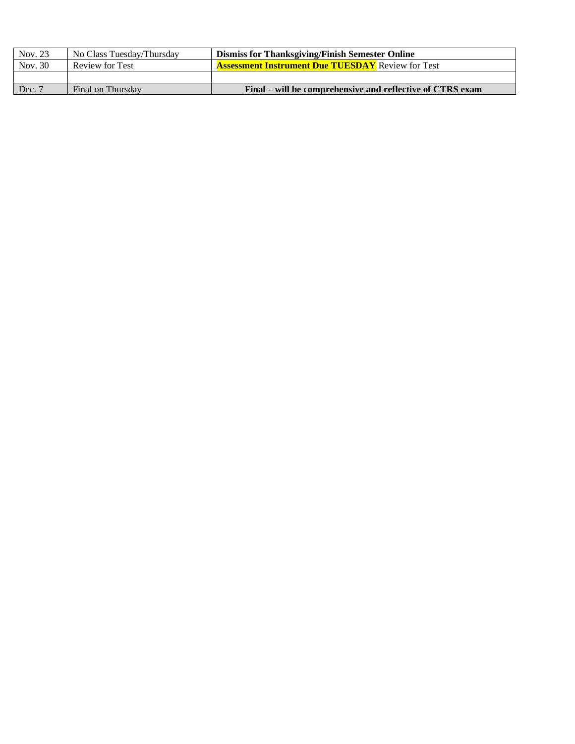| | | |
|---|---|---|
| Nov. 23 | No Class Tuesday/Thursday | **Dismiss for Thanksgiving/Finish Semester Online** |
| Nov. 30 | Review for Test | **Assessment Instrument Due TUESDAY** Review for Test |
| | | |
| Dec. 7 | Final on Thursday | **Final – will be comprehensive and reflective of CTRS exam** |